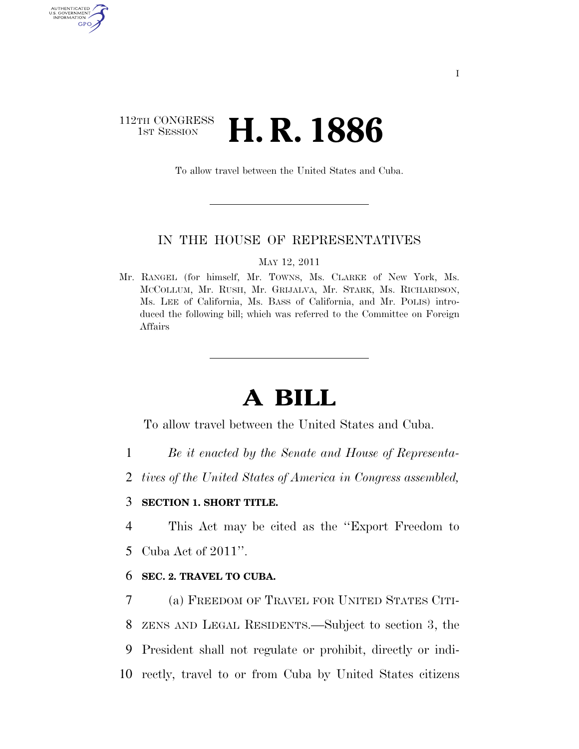112TH CONGRESS
1ST SESSION

# H. R. 1886

To allow travel between the United States and Cuba.

IN THE HOUSE OF REPRESENTATIVES

MAY 12, 2011

Mr. RANGEL (for himself, Mr. TOWNS, Ms. CLARKE of New York, Ms. MCCOLLUM, Mr. RUSH, Mr. GRIJALVA, Mr. STARK, Ms. RICHARDSON, Ms. LEE of California, Ms. BASS of California, and Mr. POLIS) introduced the following bill; which was referred to the Committee on Foreign Affairs

# A BILL

To allow travel between the United States and Cuba.

*Be it enacted by the Senate and House of Representatives of the United States of America in Congress assembled,*

**SECTION 1. SHORT TITLE.**

This Act may be cited as the "Export Freedom to Cuba Act of 2011".

**SEC. 2. TRAVEL TO CUBA.**

(a) FREEDOM OF TRAVEL FOR UNITED STATES CITIZENS AND LEGAL RESIDENTS.—Subject to section 3, the President shall not regulate or prohibit, directly or indirectly, travel to or from Cuba by United States citizens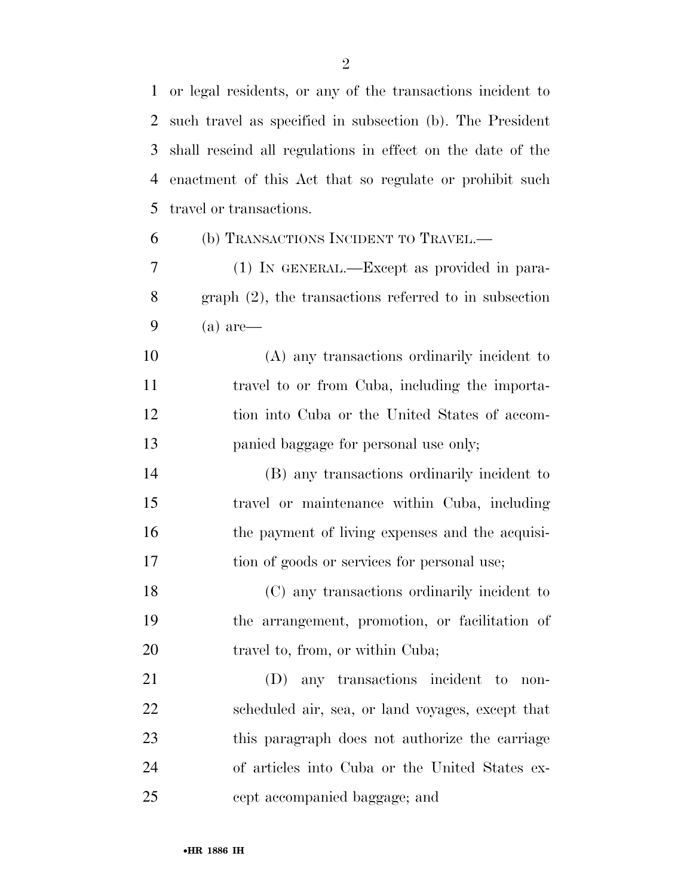or legal residents, or any of the transactions incident to such travel as specified in subsection (b). The President shall rescind all regulations in effect on the date of the enactment of this Act that so regulate or prohibit such travel or transactions.

(b) TRANSACTIONS INCIDENT TO TRAVEL.—

(1) IN GENERAL.—Except as provided in paragraph (2), the transactions referred to in subsection (a) are—

(A) any transactions ordinarily incident to travel to or from Cuba, including the importation into Cuba or the United States of accompanied baggage for personal use only;

(B) any transactions ordinarily incident to travel or maintenance within Cuba, including the payment of living expenses and the acquisition of goods or services for personal use;

(C) any transactions ordinarily incident to the arrangement, promotion, or facilitation of travel to, from, or within Cuba;

(D) any transactions incident to non-scheduled air, sea, or land voyages, except that this paragraph does not authorize the carriage of articles into Cuba or the United States except accompanied baggage; and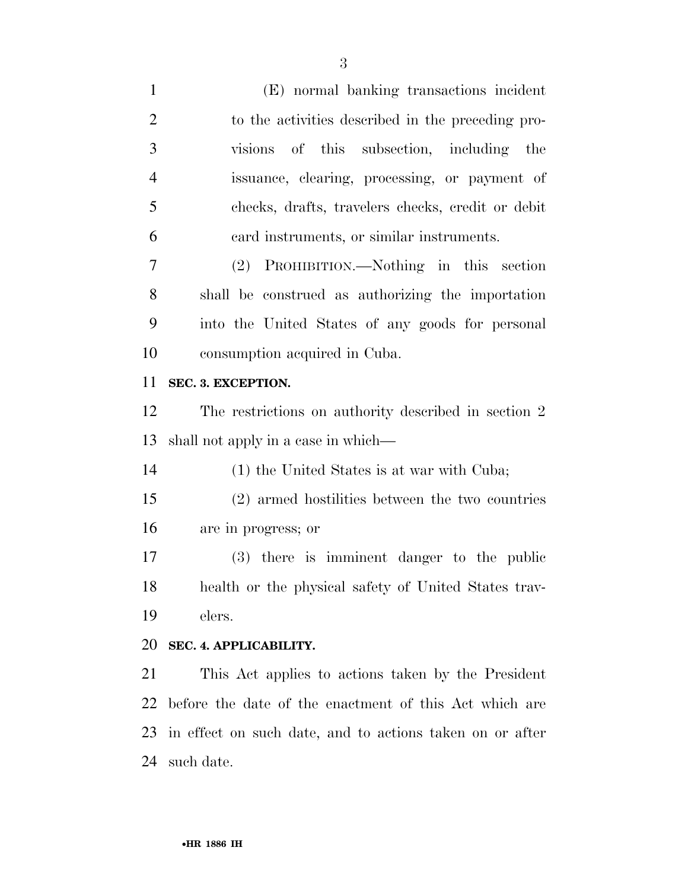(E) normal banking transactions incident to the activities described in the preceding provisions of this subsection, including the issuance, clearing, processing, or payment of checks, drafts, travelers checks, credit or debit card instruments, or similar instruments.

(2) PROHIBITION.—Nothing in this section shall be construed as authorizing the importation into the United States of any goods for personal consumption acquired in Cuba.

**SEC. 3. EXCEPTION.**

The restrictions on authority described in section 2 shall not apply in a case in which—

(1) the United States is at war with Cuba;

(2) armed hostilities between the two countries are in progress; or

(3) there is imminent danger to the public health or the physical safety of United States travelers.

**SEC. 4. APPLICABILITY.**

This Act applies to actions taken by the President before the date of the enactment of this Act which are in effect on such date, and to actions taken on or after such date.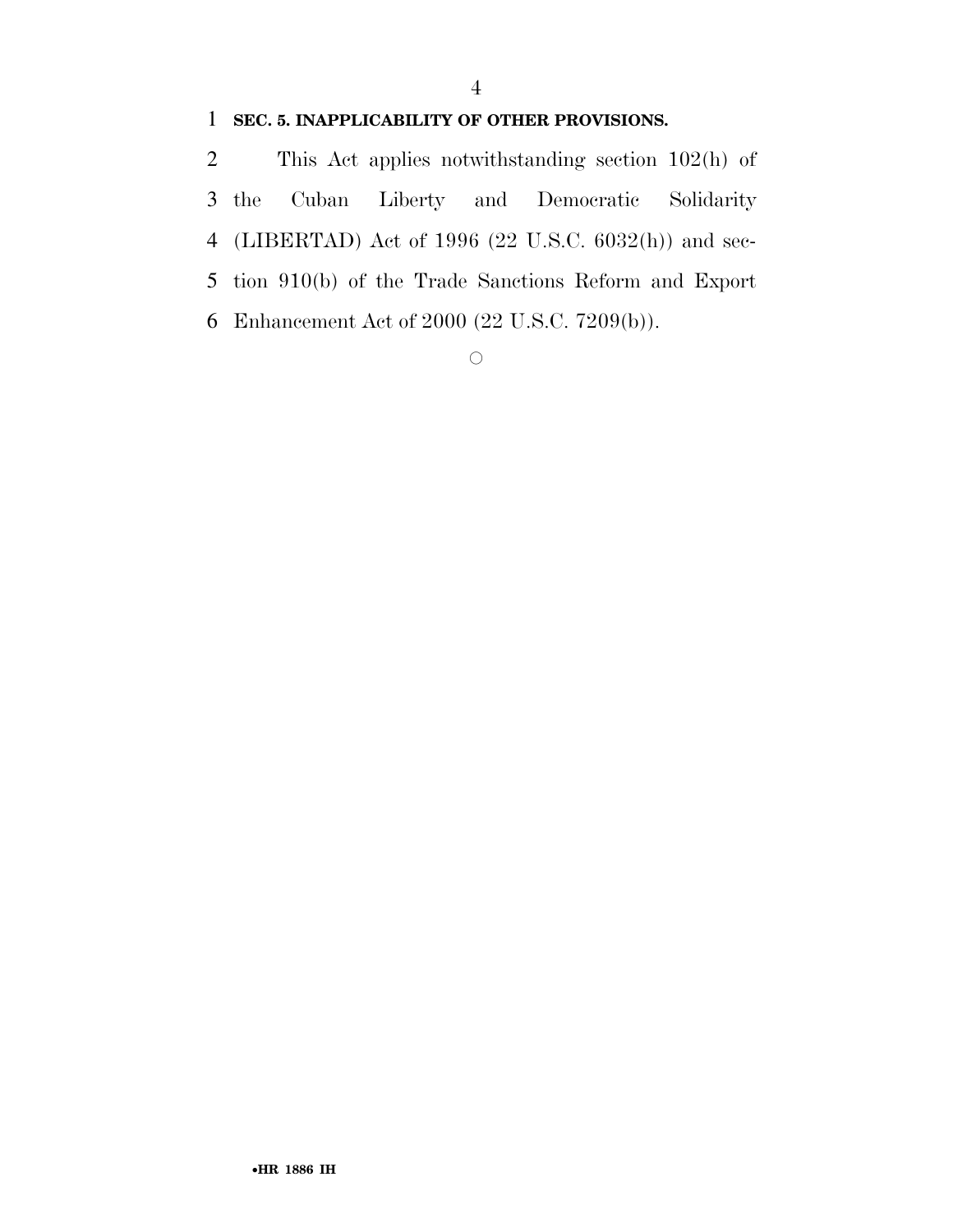**SEC. 5. INAPPLICABILITY OF OTHER PROVISIONS.**

This Act applies notwithstanding section 102(h) of the Cuban Liberty and Democratic Solidarity (LIBERTAD) Act of 1996 (22 U.S.C. 6032(h)) and section 910(b) of the Trade Sanctions Reform and Export Enhancement Act of 2000 (22 U.S.C. 7209(b)).

○